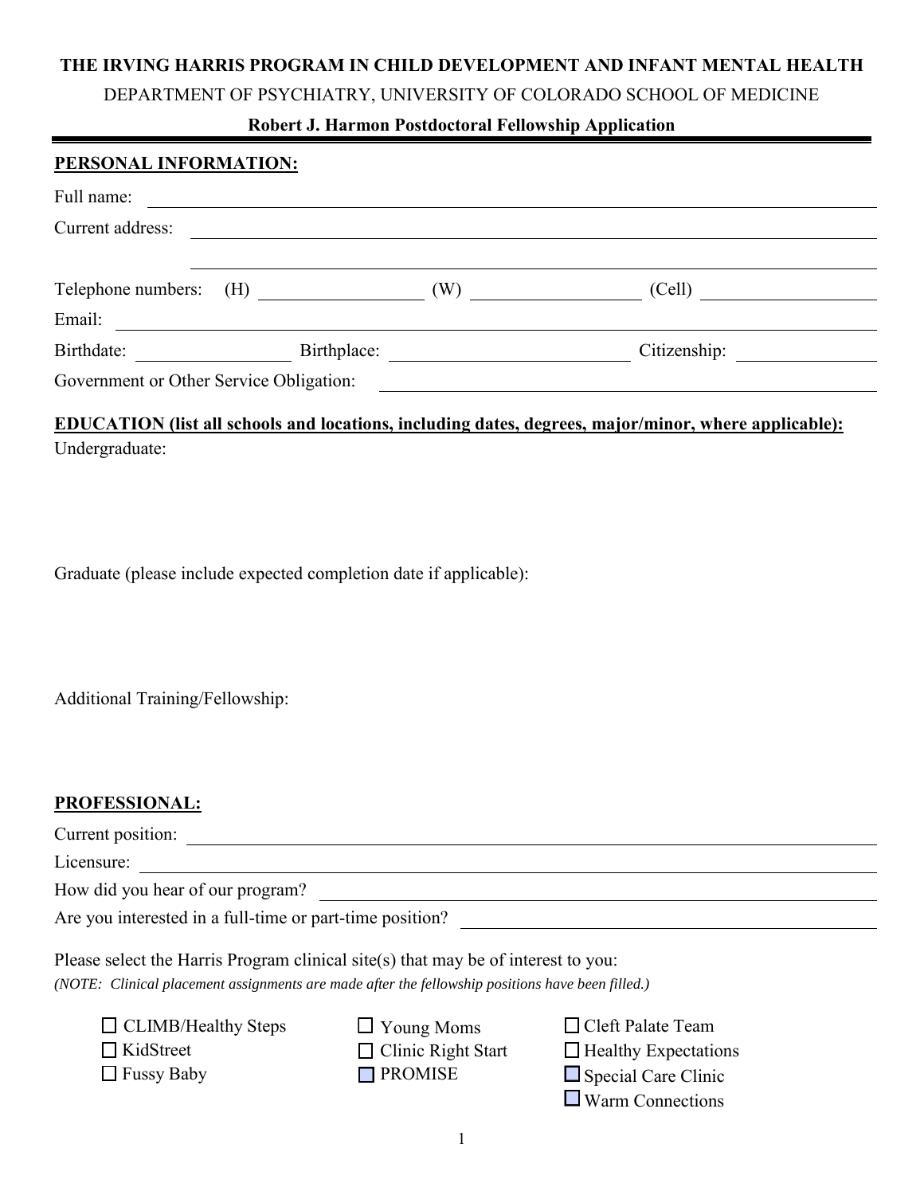**THE IRVING HARRIS PROGRAM IN CHILD DEVELOPMENT AND INFANT MENTAL HEALTH**

DEPARTMENT OF PSYCHIATRY, UNIVERSITY OF COLORADO SCHOOL OF MEDICINE

**Robert J. Harmon Postdoctoral Fellowship Application**

---

## PERSONAL INFORMATION:

Full name: ______________________________

Current address: ______________________________

______________________________

Telephone numbers: (H) ____________ (W) ____________ (Cell) ____________

Email: ______________________________

Birthdate: ____________ Birthplace: ____________ Citizenship: ____________

Government or Other Service Obligation: ______________________________

## EDUCATION (list all schools and locations, including dates, degrees, major/minor, where applicable):

Undergraduate:

Graduate (please include expected completion date if applicable):

Additional Training/Fellowship:

## PROFESSIONAL:

Current position: ______________________________

Licensure: ______________________________

How did you hear of our program? ______________________________

Are you interested in a full-time or part-time position? ______________________________

Please select the Harris Program clinical site(s) that may be of interest to you:

*(NOTE: Clinical placement assignments are made after the fellowship positions have been filled.)*

- ☐ CLIMB/Healthy Steps
- ☐ KidStreet
- ☐ Fussy Baby
- ☐ Young Moms
- ☐ Clinic Right Start
- ☐ PROMISE
- ☐ Cleft Palate Team
- ☐ Healthy Expectations
- ☐ Special Care Clinic
- ☐ Warm Connections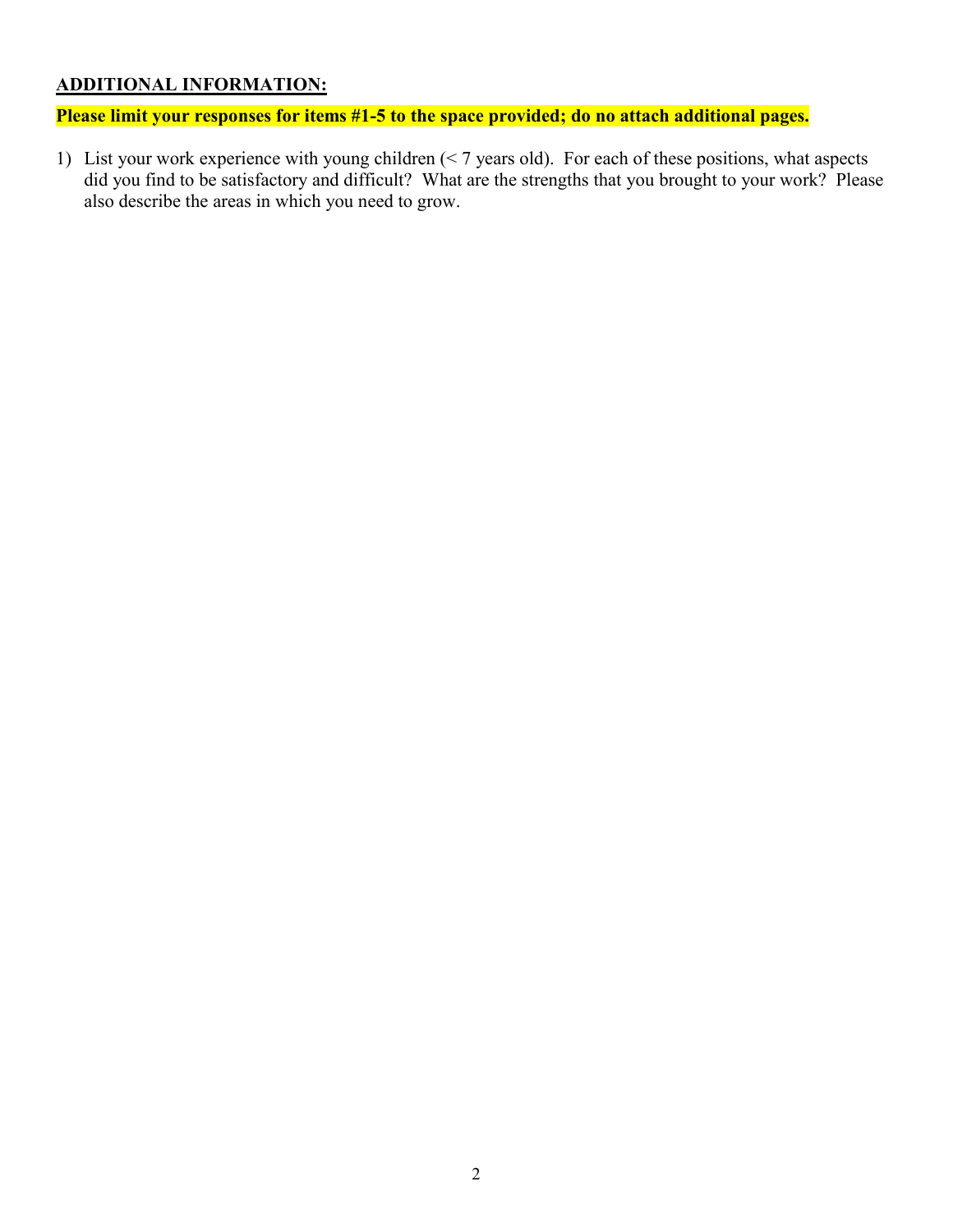**<u>ADDITIONAL INFORMATION:</u>**

**Please limit your responses for items #1-5 to the space provided; do no attach additional pages.**

1) List your work experience with young children (< 7 years old). For each of these positions, what aspects did you find to be satisfactory and difficult? What are the strengths that you brought to your work? Please also describe the areas in which you need to grow.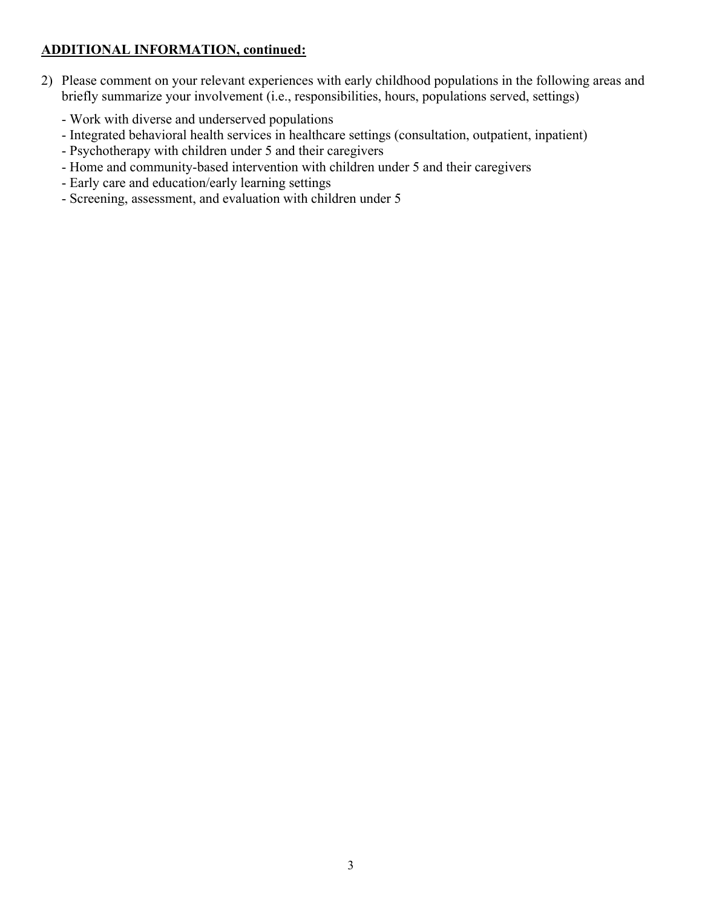**ADDITIONAL INFORMATION, continued:**

2) Please comment on your relevant experiences with early childhood populations in the following areas and briefly summarize your involvement (i.e., responsibilities, hours, populations served, settings)

   - Work with diverse and underserved populations
   - Integrated behavioral health services in healthcare settings (consultation, outpatient, inpatient)
   - Psychotherapy with children under 5 and their caregivers
   - Home and community-based intervention with children under 5 and their caregivers
   - Early care and education/early learning settings
   - Screening, assessment, and evaluation with children under 5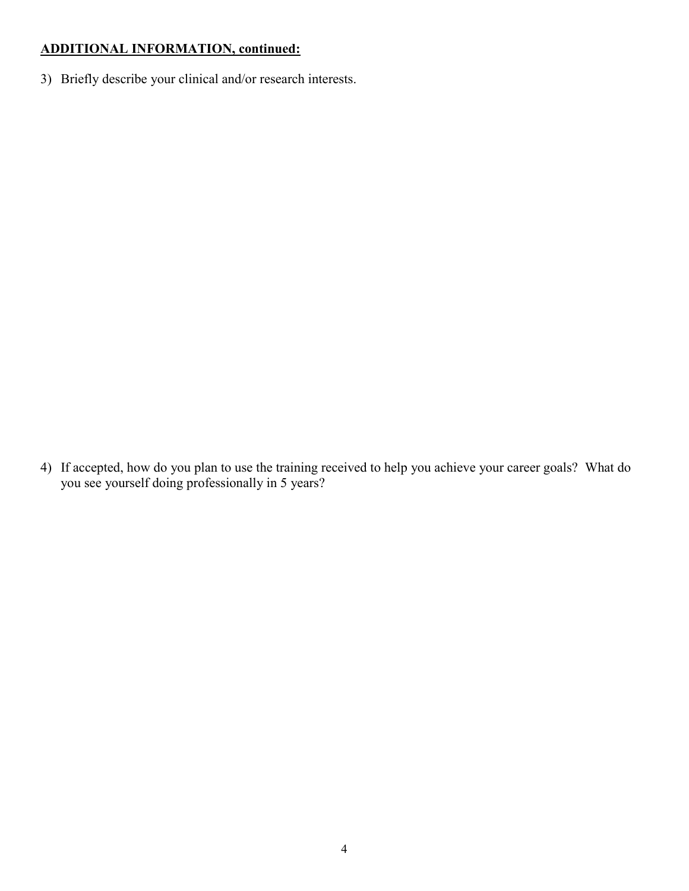**ADDITIONAL INFORMATION, continued:**

3) Briefly describe your clinical and/or research interests.

4) If accepted, how do you plan to use the training received to help you achieve your career goals? What do you see yourself doing professionally in 5 years?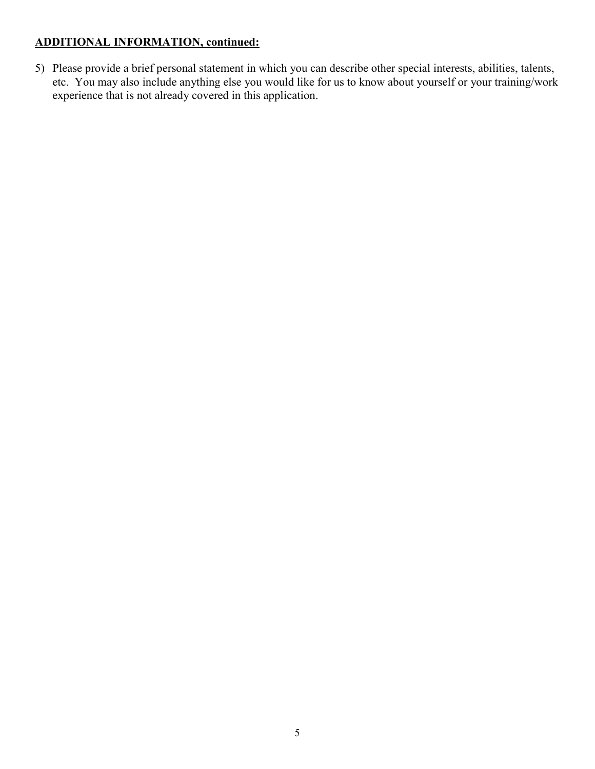**ADDITIONAL INFORMATION, continued:**

5) Please provide a brief personal statement in which you can describe other special interests, abilities, talents, etc. You may also include anything else you would like for us to know about yourself or your training/work experience that is not already covered in this application.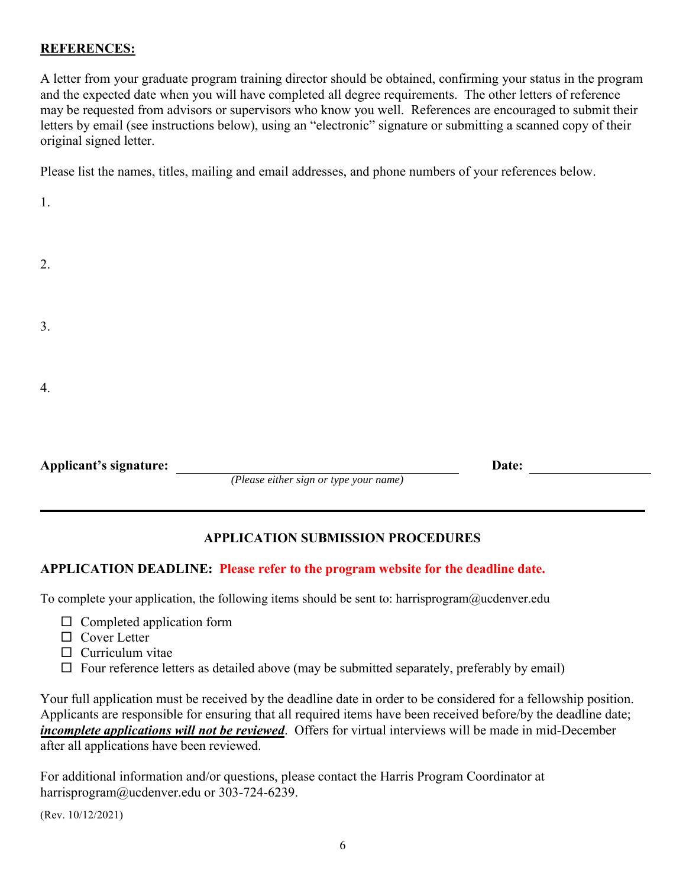**REFERENCES:**

A letter from your graduate program training director should be obtained, confirming your status in the program and the expected date when you will have completed all degree requirements. The other letters of reference may be requested from advisors or supervisors who know you well. References are encouraged to submit their letters by email (see instructions below), using an "electronic" signature or submitting a scanned copy of their original signed letter.

Please list the names, titles, mailing and email addresses, and phone numbers of your references below.

1.

2.

3.

4.

**Applicant's signature:** \_\_\_\_\_\_\_\_\_\_\_\_\_\_\_\_\_\_\_\_\_\_\_\_\_\_\_\_\_\_\_\_ **Date:** \_\_\_\_\_\_\_\_\_\_\_\_\_\_

*(Please either sign or type your name)*

---

## APPLICATION SUBMISSION PROCEDURES

**APPLICATION DEADLINE: Please refer to the program website for the deadline date.**

To complete your application, the following items should be sent to: harrisprogram@ucdenver.edu

- ☐ Completed application form
- ☐ Cover Letter
- ☐ Curriculum vitae
- ☐ Four reference letters as detailed above (may be submitted separately, preferably by email)

Your full application must be received by the deadline date in order to be considered for a fellowship position. Applicants are responsible for ensuring that all required items have been received before/by the deadline date; ***incomplete applications will not be reviewed***. Offers for virtual interviews will be made in mid-December after all applications have been reviewed.

For additional information and/or questions, please contact the Harris Program Coordinator at harrisprogram@ucdenver.edu or 303-724-6239.

(Rev. 10/12/2021)